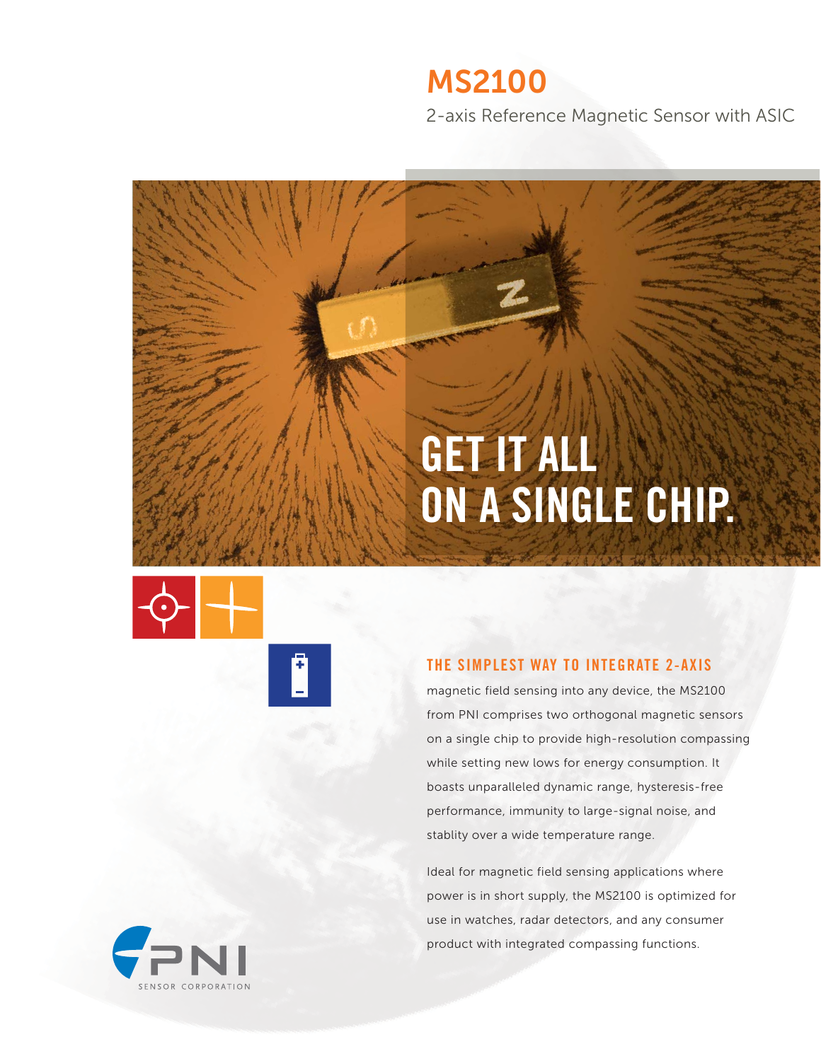# MS2100

2-axis Reference Magnetic Sensor with ASIC

## GET IT ALL ON A SINGLE CHIP.

**THE SIMPLEST WAY TO INTEGRATE 2-AXIS** magnetic field sensing into any device, the MS2100 from PNI comprises two orthogonal magnetic sensors on a single chip to provide high-resolution compassing while setting new lows for energy consumption. It boasts unparalleled dynamic range, hysteresis-free performance, immunity to large-signal noise, and stablity over a wide temperature range.

Ideal for magnetic field sensing applications where power is in short supply, the MS2100 is optimized for use in watches, radar detectors, and any consumer product with integrated compassing functions.

PNI SENSOR CORPORATION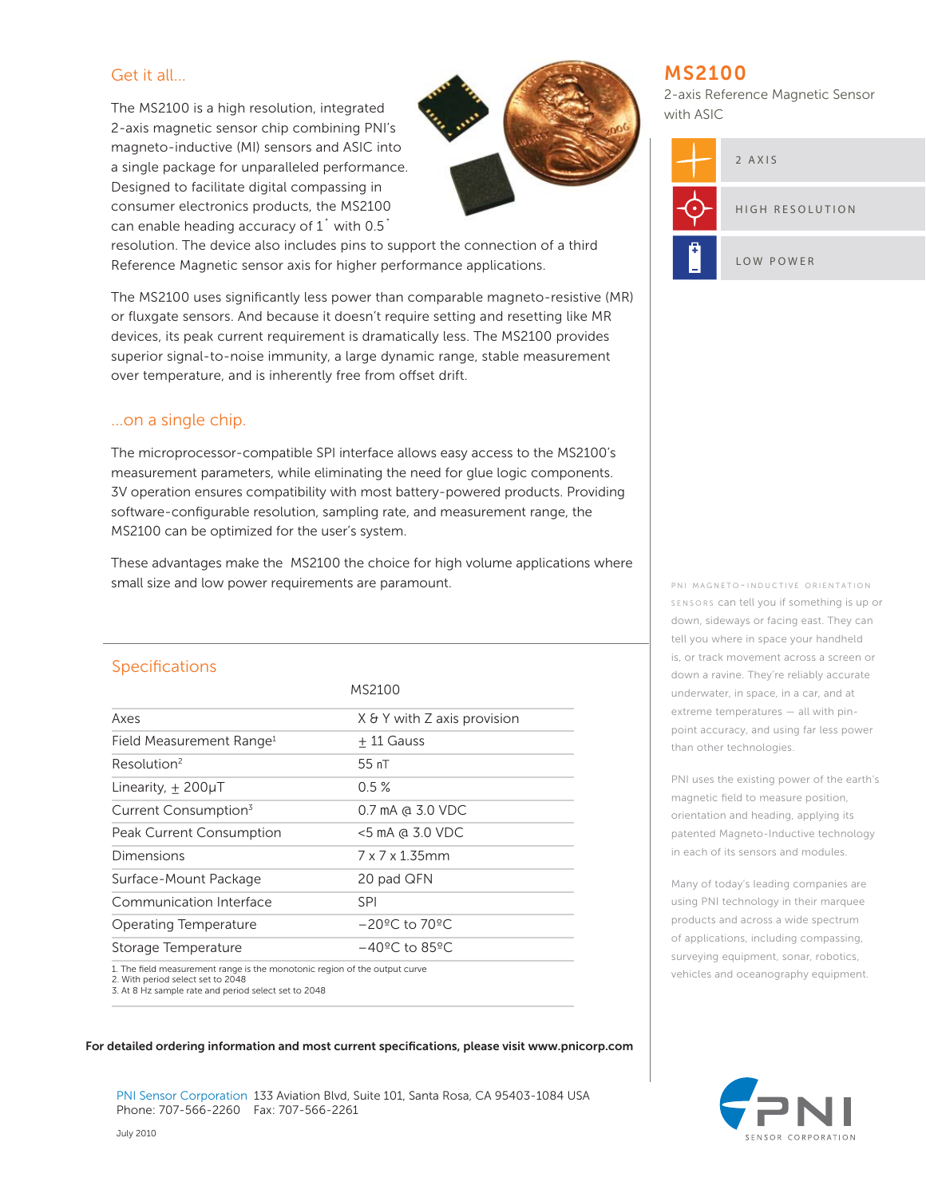## Get it all...

The MS2100 is a high resolution, integrated 2-axis magnetic sensor chip combining PNI's magneto-inductive (MI) sensors and ASIC into a single package for unparalleled performance. Designed to facilitate digital compassing in consumer electronics products, the MS2100 can enable heading accuracy of 1˚ with 0.5˚ resolution. The device also includes pins to support the connection of a third Reference Magnetic sensor axis for higher performance applications.

The MS2100 uses significantly less power than comparable magneto-resistive (MR) or fluxgate sensors. And because it doesn't require setting and resetting like MR devices, its peak current requirement is dramatically less. The MS2100 provides superior signal-to-noise immunity, a large dynamic range, stable measurement over temperature, and is inherently free from offset drift.

## ...on a single chip.

The microprocessor-compatible SPI interface allows easy access to the MS2100's measurement parameters, while eliminating the need for glue logic components. 3V operation ensures compatibility with most battery-powered products. Providing software-configurable resolution, sampling rate, and measurement range, the MS2100 can be optimized for the user's system.

These advantages make the MS2100 the choice for high volume applications where small size and low power requirements are paramount.

# MS2100

2-axis Reference Magnetic Sensor with ASIC

- 2 AXIS
- HIGH RESOLUTION
- LOW POWER

PNI MAGNETO-INDUCTIVE ORIENTATION SENSORS can tell you if something is up or down, sideways or facing east. They can tell you where in space your handheld is, or track movement across a screen or down a ravine. They're reliably accurate underwater, in space, in a car, and at extreme temperatures — all with pin-point accuracy, and using far less power than other technologies.

PNI uses the existing power of the earth's magnetic field to measure position, orientation and heading, applying its patented Magneto-Inductive technology in each of its sensors and modules.

Many of today's leading companies are using PNI technology in their marquee products and across a wide spectrum of applications, including compassing, surveying equipment, sonar, robotics, vehicles and oceanography equipment.

## Specifications

| | MS2100 |
|---|---|
| Axes | X & Y with Z axis provision |
| Field Measurement Range[1] | ± 11 Gauss |
| Resolution[2] | 55 nT |
| Linearity, ± 200µT | 0.5 % |
| Current Consumption[3] | 0.7 mA @ 3.0 VDC |
| Peak Current Consumption | <5 mA @ 3.0 VDC |
| Dimensions | 7 x 7 x 1.35mm |
| Surface-Mount Package | 20 pad QFN |
| Communication Interface | SPI |
| Operating Temperature | −20ºC to 70ºC |
| Storage Temperature | −40ºC to 85ºC |

1. The field measurement range is the monotonic region of the output curve
2. With period select set to 2048
3. At 8 Hz sample rate and period select set to 2048

**For detailed ordering information and most current specifications, please visit www.pnicorp.com**

PNI Sensor Corporation 133 Aviation Blvd, Suite 101, Santa Rosa, CA 95403-1084 USA
Phone: 707-566-2260 Fax: 707-566-2261

July 2010

PNI SENSOR CORPORATION